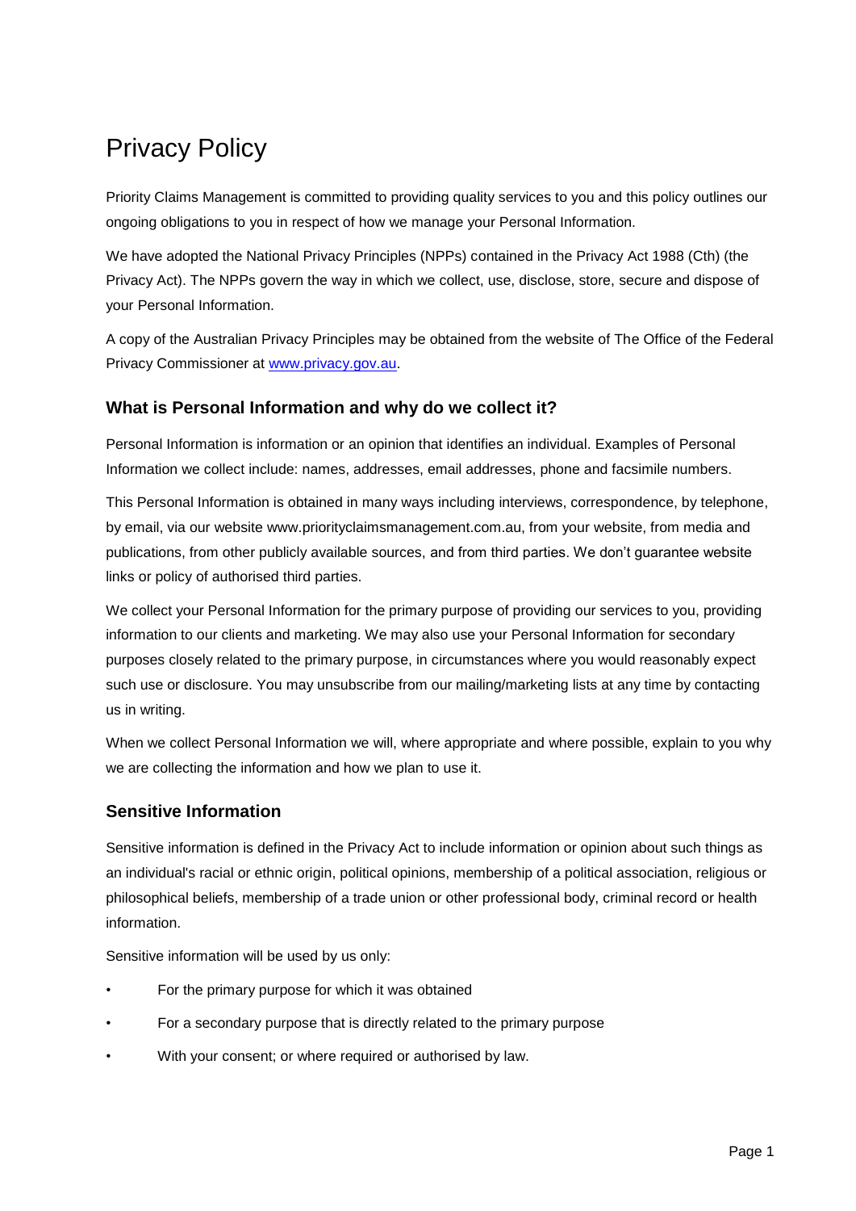# Privacy Policy

Priority Claims Management is committed to providing quality services to you and this policy outlines our ongoing obligations to you in respect of how we manage your Personal Information.

We have adopted the National Privacy Principles (NPPs) contained in the Privacy Act 1988 (Cth) (the Privacy Act). The NPPs govern the way in which we collect, use, disclose, store, secure and dispose of your Personal Information.

A copy of the Australian Privacy Principles may be obtained from the website of The Office of the Federal Privacy Commissioner at [www.privacy.gov.au](http://www.privacy.gov.au).

## What is Personal Information and why do we collect it?

Personal Information is information or an opinion that identifies an individual. Examples of Personal Information we collect include: names, addresses, email addresses, phone and facsimile numbers.

This Personal Information is obtained in many ways including interviews, correspondence, by telephone, by email, via our website www.priorityclaimsmanagement.com.au, from your website, from media and publications, from other publicly available sources, and from third parties. We don't guarantee website links or policy of authorised third parties.

We collect your Personal Information for the primary purpose of providing our services to you, providing information to our clients and marketing. We may also use your Personal Information for secondary purposes closely related to the primary purpose, in circumstances where you would reasonably expect such use or disclosure. You may unsubscribe from our mailing/marketing lists at any time by contacting us in writing.

When we collect Personal Information we will, where appropriate and where possible, explain to you why we are collecting the information and how we plan to use it.

## Sensitive Information

Sensitive information is defined in the Privacy Act to include information or opinion about such things as an individual's racial or ethnic origin, political opinions, membership of a political association, religious or philosophical beliefs, membership of a trade union or other professional body, criminal record or health information.

Sensitive information will be used by us only:

- For the primary purpose for which it was obtained
- For a secondary purpose that is directly related to the primary purpose
- With your consent; or where required or authorised by law.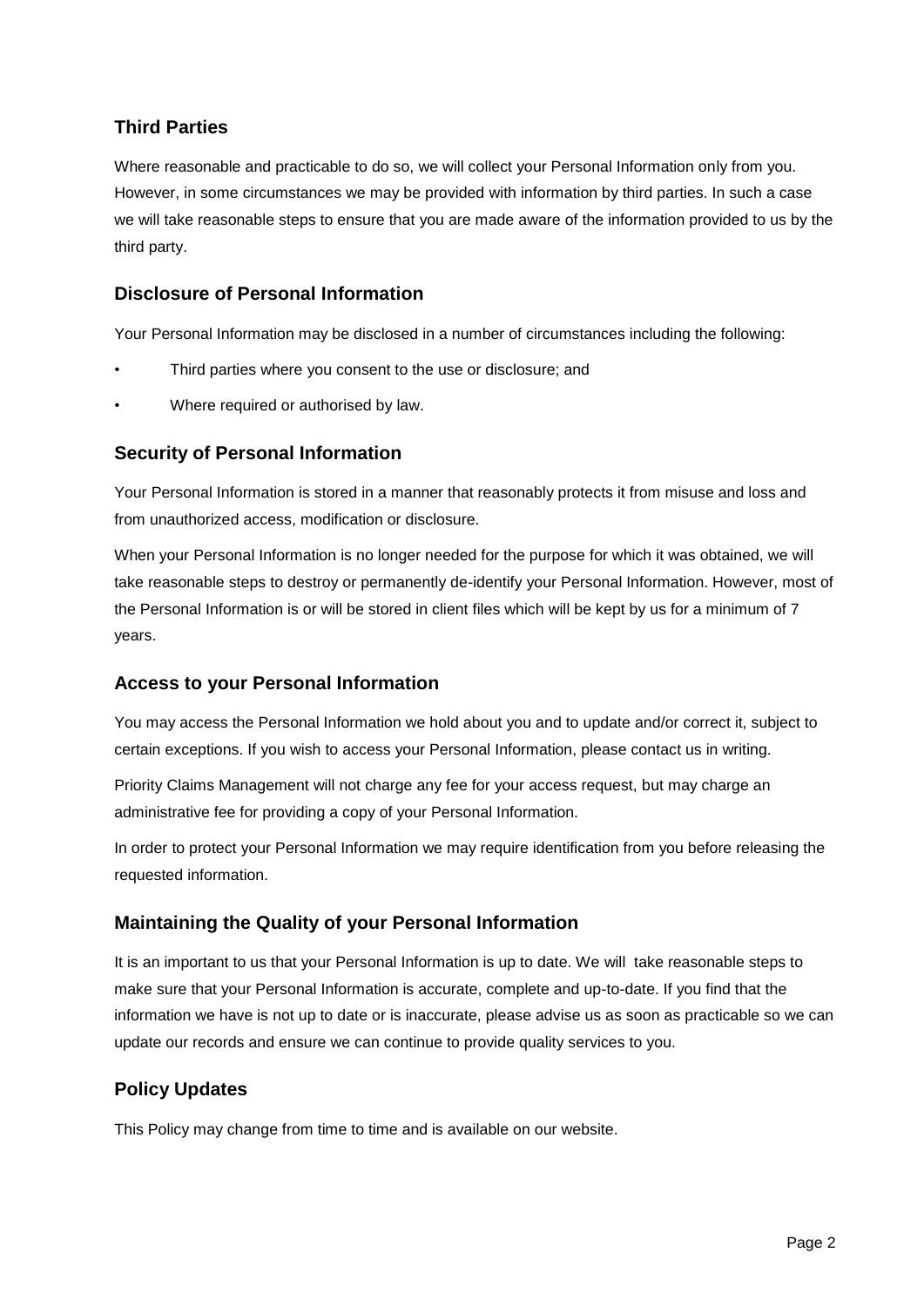## Third Parties

Where reasonable and practicable to do so, we will collect your Personal Information only from you. However, in some circumstances we may be provided with information by third parties. In such a case we will take reasonable steps to ensure that you are made aware of the information provided to us by the third party.

## Disclosure of Personal Information

Your Personal Information may be disclosed in a number of circumstances including the following:

- Third parties where you consent to the use or disclosure; and
- Where required or authorised by law.

## Security of Personal Information

Your Personal Information is stored in a manner that reasonably protects it from misuse and loss and from unauthorized access, modification or disclosure.

When your Personal Information is no longer needed for the purpose for which it was obtained, we will take reasonable steps to destroy or permanently de-identify your Personal Information. However, most of the Personal Information is or will be stored in client files which will be kept by us for a minimum of 7 years.

## Access to your Personal Information

You may access the Personal Information we hold about you and to update and/or correct it, subject to certain exceptions. If you wish to access your Personal Information, please contact us in writing.

Priority Claims Management will not charge any fee for your access request, but may charge an administrative fee for providing a copy of your Personal Information.

In order to protect your Personal Information we may require identification from you before releasing the requested information.

## Maintaining the Quality of your Personal Information

It is an important to us that your Personal Information is up to date. We will take reasonable steps to make sure that your Personal Information is accurate, complete and up-to-date. If you find that the information we have is not up to date or is inaccurate, please advise us as soon as practicable so we can update our records and ensure we can continue to provide quality services to you.

## Policy Updates

This Policy may change from time to time and is available on our website.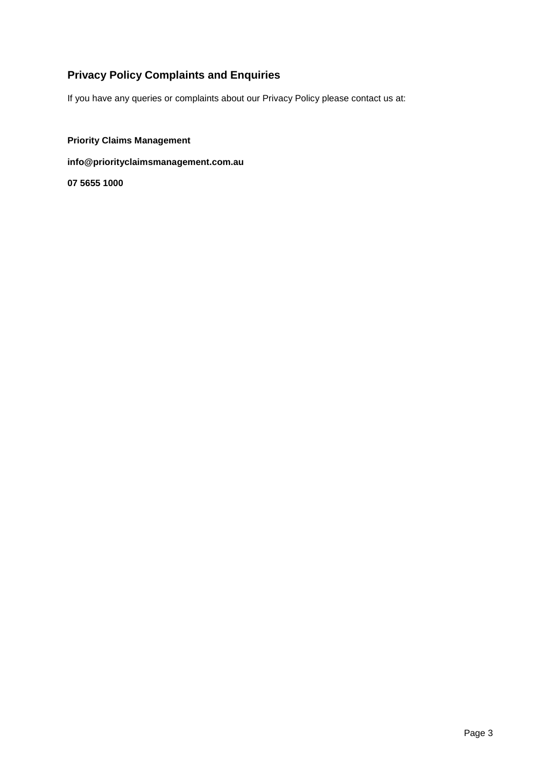## Privacy Policy Complaints and Enquiries

If you have any queries or complaints about our Privacy Policy please contact us at:

**Priority Claims Management**

**info@priorityclaimsmanagement.com.au**

**07 5655 1000**